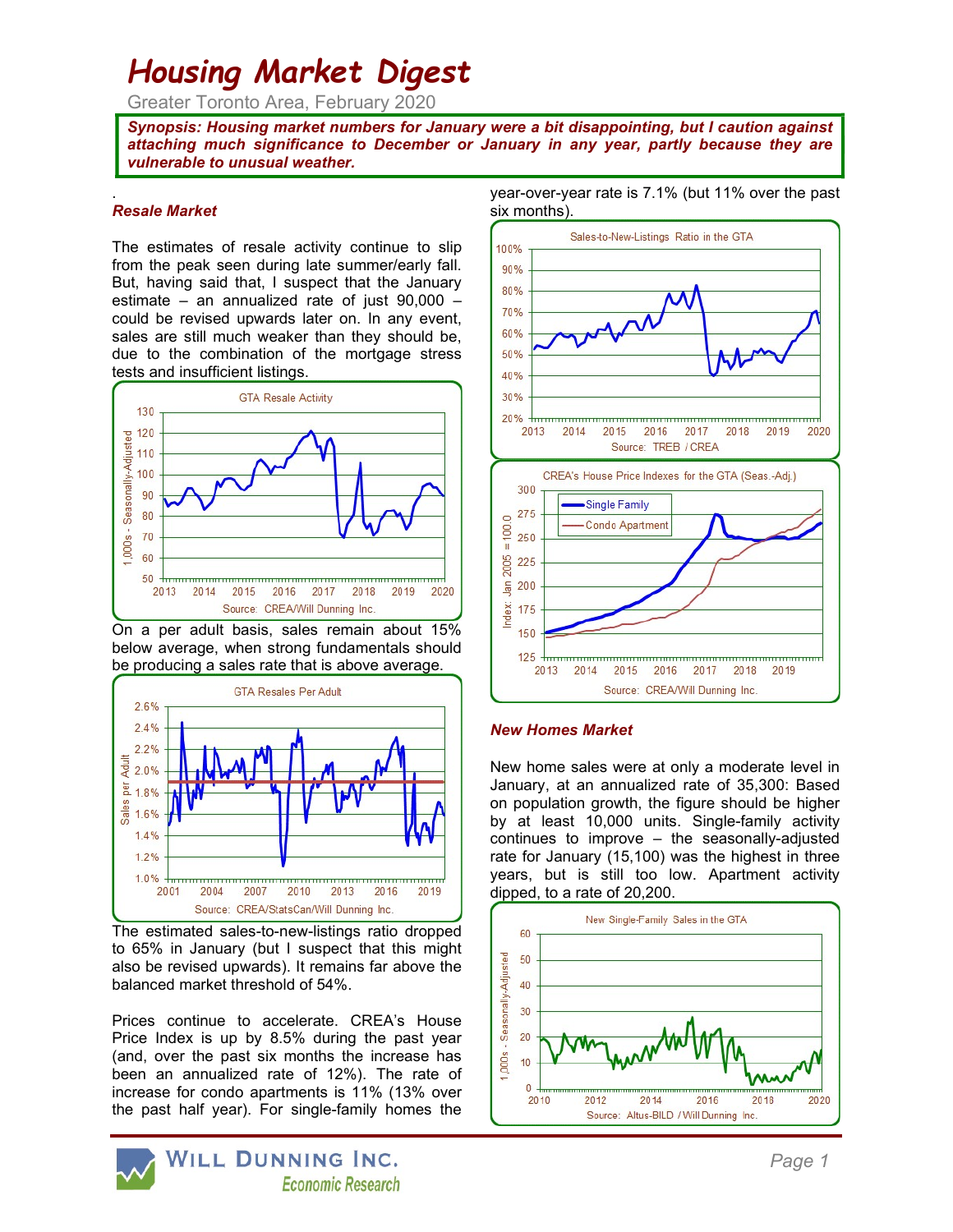# Housing Market Digest

Greater Toronto Area, February 2020

***Synopsis: Housing market numbers for January were a bit disappointing, but I caution against attaching much significance to December or January in any year, partly because they are vulnerable to unusual weather.***

.

***Resale Market***

The estimates of resale activity continue to slip from the peak seen during late summer/early fall. But, having said that, I suspect that the January estimate – an annualized rate of just 90,000 – could be revised upwards later on. In any event, sales are still much weaker than they should be, due to the combination of the mortgage stress tests and insufficient listings.

On a per adult basis, sales remain about 15% below average, when strong fundamentals should be producing a sales rate that is above average.

The estimated sales-to-new-listings ratio dropped to 65% in January (but I suspect that this might also be revised upwards). It remains far above the balanced market threshold of 54%.

Prices continue to accelerate. CREA's House Price Index is up by 8.5% during the past year (and, over the past six months the increase has been an annualized rate of 12%). The rate of increase for condo apartments is 11% (13% over the past half year). For single-family homes the year-over-year rate is 7.1% (but 11% over the past six months).

***New Homes Market***

New home sales were at only a moderate level in January, at an annualized rate of 35,300: Based on population growth, the figure should be higher by at least 10,000 units. Single-family activity continues to improve – the seasonally-adjusted rate for January (15,100) was the highest in three years, but is still too low. Apartment activity dipped, to a rate of 20,200.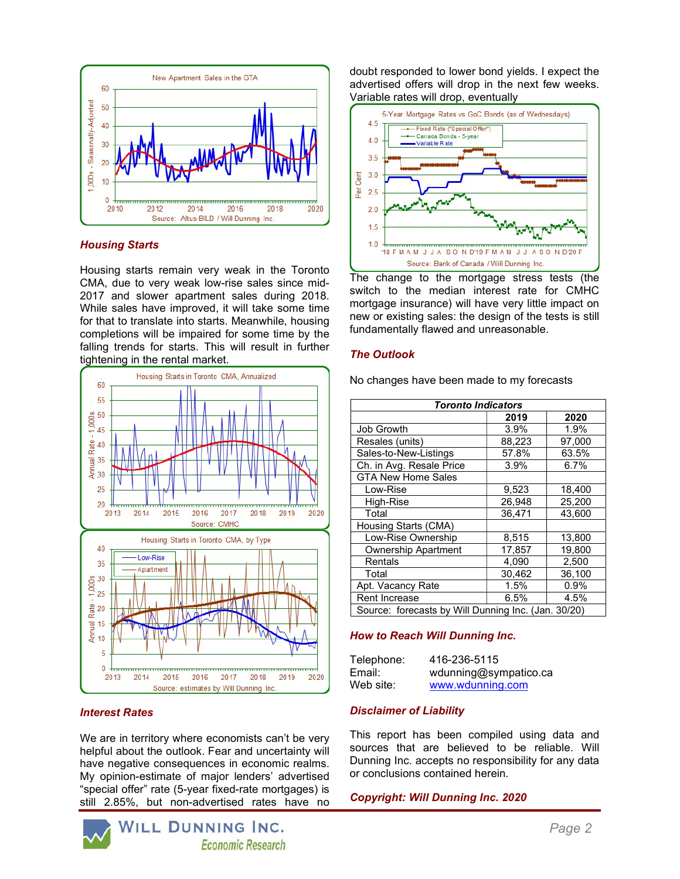New Apartment Sales in the GTA

60
50
40
30
20
10
0

1,000s - Seasonally-Adjusted

2010 2012 2014 2016 2018 2020

Source: Altus-BILD / Will Dunning Inc.

### *Housing Starts*

Housing starts remain very weak in the Toronto CMA, due to very weak low-rise sales since mid-2017 and slower apartment sales during 2018. While sales have improved, it will take some time for that to translate into starts. Meanwhile, housing completions will be impaired for some time by the falling trends for starts. This will result in further tightening in the rental market.

Housing Starts in Toronto CMA, Annualized

60
55
50
45
40
35
30
25
20

Annual Rate - 1,000s

2013 2014 2015 2016 2017 2018 2019 2020

Source: CMHC

Housing Starts in Toronto CMA, by Type

Low-Rise
Apartment

40
35
30
25
20
15
10
5
0

Annual Rate - 1,000s

2013 2014 2015 2016 2017 2018 2019 2020

Source: estimates by Will Dunning Inc.

### *Interest Rates*

We are in territory where economists can't be very helpful about the outlook. Fear and uncertainty will have negative consequences in economic realms. My opinion-estimate of major lenders' advertised "special offer" rate (5-year fixed-rate mortgages) is still 2.85%, but non-advertised rates have no doubt responded to lower bond yields. I expect the advertised offers will drop in the next few weeks. Variable rates will drop, eventually

5-Year Mortgage Rates vs GoC Bonds (as of Wednesdays)

Fixed Rate ("Special Offer")
Canada Bonds - 5-year
Variable Rate

4.5
4.0
3.5
3.0
2.5
2.0
1.5
1.0

Per Cent

'18 F M A M J J A S O N D '19 F M A M J J A S O N D '20 F

Source: Bank of Canada / Will Dunning Inc.

The change to the mortgage stress tests (the switch to the median interest rate for CMHC mortgage insurance) will have very little impact on new or existing sales: the design of the tests is still fundamentally flawed and unreasonable.

### *The Outlook*

No changes have been made to my forecasts

| Toronto Indicators | | |
|---|---|---|
| | 2019 | 2020 |
| Job Growth | 3.9% | 1.9% |
| Resales (units) | 88,223 | 97,000 |
| Sales-to-New-Listings | 57.8% | 63.5% |
| Ch. in Avg. Resale Price | 3.9% | 6.7% |
| GTA New Home Sales | | |
| Low-Rise | 9,523 | 18,400 |
| High-Rise | 26,948 | 25,200 |
| Total | 36,471 | 43,600 |
| Housing Starts (CMA) | | |
| Low-Rise Ownership | 8,515 | 13,800 |
| Ownership Apartment | 17,857 | 19,800 |
| Rentals | 4,090 | 2,500 |
| Total | 30,462 | 36,100 |
| Apt. Vacancy Rate | 1.5% | 0.9% |
| Rent Increase | 6.5% | 4.5% |
| Source: forecasts by Will Dunning Inc. (Jan. 30/20) | | |

### *How to Reach Will Dunning Inc.*

Telephone: 416-236-5115
Email: wdunning@sympatico.ca
Web site: www.wdunning.com

### *Disclaimer of Liability*

This report has been compiled using data and sources that are believed to be reliable. Will Dunning Inc. accepts no responsibility for any data or conclusions contained herein.

### *Copyright: Will Dunning Inc. 2020*